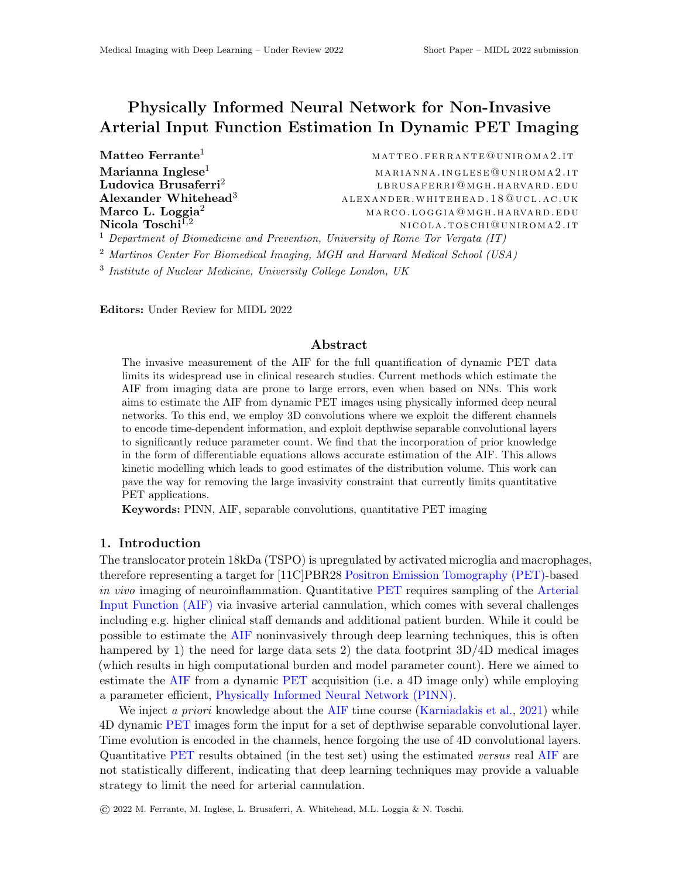# Physically Informed Neural Network for Non-Invasive Arterial Input Function Estimation In Dynamic PET Imaging

**Matteo Ferrante**[1] matteo.ferrante@uniroma2.it
**Marianna Inglese**[1] marianna.inglese@uniroma2.it
**Ludovica Brusaferri**[2] lbrusaferri@mgh.harvard.edu
**Alexander Whitehead**[3] alexander.whitehead.18@ucl.ac.uk
**Marco L. Loggia**[2] marco.loggia@mgh.harvard.edu
**Nicola Toschi**[1,2] nicola.toschi@uniroma2.it

[1] *Department of Biomedicine and Prevention, University of Rome Tor Vergata (IT)*
[2] *Martinos Center For Biomedical Imaging, MGH and Harvard Medical School (USA)*
[3] *Institute of Nuclear Medicine, University College London, UK*

**Editors:** Under Review for MIDL 2022

## Abstract

The invasive measurement of the AIF for the full quantification of dynamic PET data limits its widespread use in clinical research studies. Current methods which estimate the AIF from imaging data are prone to large errors, even when based on NNs. This work aims to estimate the AIF from dynamic PET images using physically informed deep neural networks. To this end, we employ 3D convolutions where we exploit the different channels to encode time-dependent information, and exploit depthwise separable convolutional layers to significantly reduce parameter count. We find that the incorporation of prior knowledge in the form of differentiable equations allows accurate estimation of the AIF. This allows kinetic modelling which leads to good estimates of the distribution volume. This work can pave the way for removing the large invasivity constraint that currently limits quantitative PET applications.

**Keywords:** PINN, AIF, separable convolutions, quantitative PET imaging

## 1. Introduction

The translocator protein 18kDa (TSPO) is upregulated by activated microglia and macrophages, therefore representing a target for [11C]PBR28 Positron Emission Tomography (PET)-based *in vivo* imaging of neuroinflammation. Quantitative PET requires sampling of the Arterial Input Function (AIF) via invasive arterial cannulation, which comes with several challenges including e.g. higher clinical staff demands and additional patient burden. While it could be possible to estimate the AIF noninvasively through deep learning techniques, this is often hampered by 1) the need for large data sets 2) the data footprint 3D/4D medical images (which results in high computational burden and model parameter count). Here we aimed to estimate the AIF from a dynamic PET acquisition (i.e. a 4D image only) while employing a parameter efficient, Physically Informed Neural Network (PINN).

We inject *a priori* knowledge about the AIF time course (Karniadakis et al., 2021) while 4D dynamic PET images form the input for a set of depthwise separable convolutional layer. Time evolution is encoded in the channels, hence forgoing the use of 4D convolutional layers. Quantitative PET results obtained (in the test set) using the estimated *versus* real AIF are not statistically different, indicating that deep learning techniques may provide a valuable strategy to limit the need for arterial cannulation.

© 2022 M. Ferrante, M. Inglese, L. Brusaferri, A. Whitehead, M.L. Loggia & N. Toschi.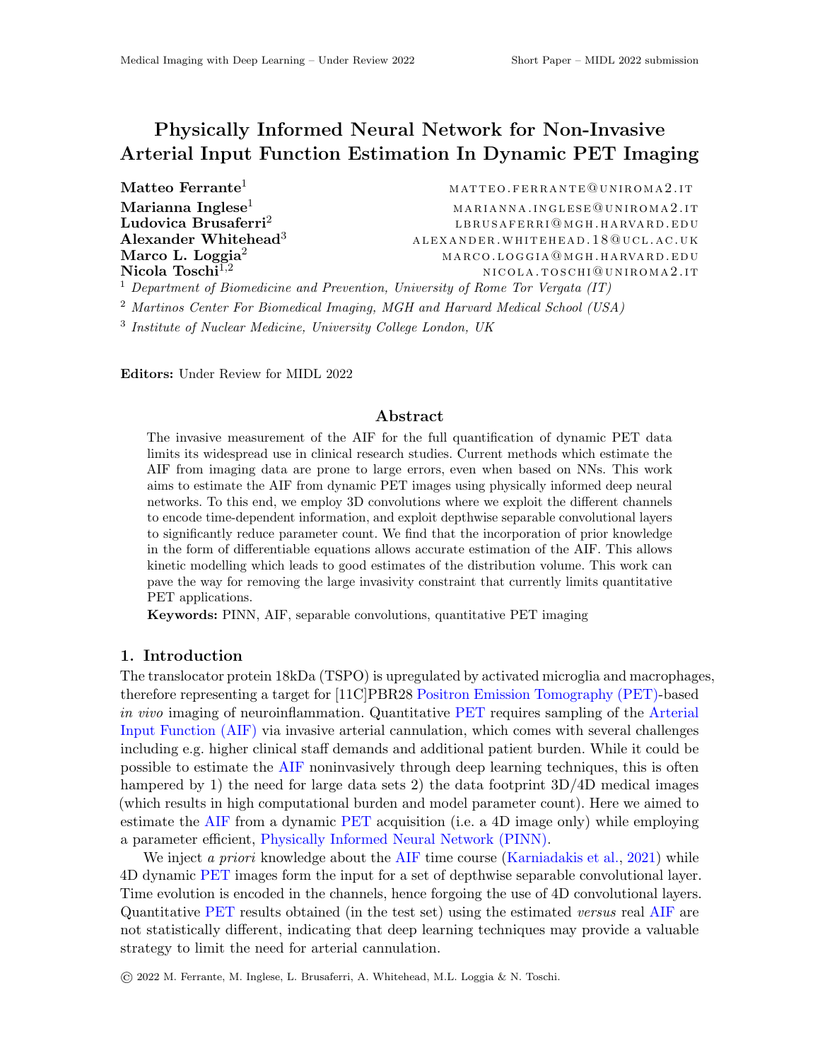# Physically Informed Neural Network for Non-Invasive Arterial Input Function Estimation In Dynamic PET Imaging

**Matteo Ferrante**[1] MATTEO.FERRANTE@UNIROMA2.IT

**Marianna Inglese**[1] MARIANNA.INGLESE@UNIROMA2.IT

**Ludovica Brusaferri**[2] LBRUSAFERRI@MGH.HARVARD.EDU

**Alexander Whitehead**[3] ALEXANDER.WHITEHEAD.18@UCL.AC.UK

**Marco L. Loggia**[2] MARCO.LOGGIA@MGH.HARVARD.EDU

**Nicola Toschi**[1,2] NICOLA.TOSCHI@UNIROMA2.IT

[1] *Department of Biomedicine and Prevention, University of Rome Tor Vergata (IT)*

[2] *Martinos Center For Biomedical Imaging, MGH and Harvard Medical School (USA)*

[3] *Institute of Nuclear Medicine, University College London, UK*

**Editors:** Under Review for MIDL 2022

## Abstract

The invasive measurement of the AIF for the full quantification of dynamic PET data limits its widespread use in clinical research studies. Current methods which estimate the AIF from imaging data are prone to large errors, even when based on NNs. This work aims to estimate the AIF from dynamic PET images using physically informed deep neural networks. To this end, we employ 3D convolutions where we exploit the different channels to encode time-dependent information, and exploit depthwise separable convolutional layers to significantly reduce parameter count. We find that the incorporation of prior knowledge in the form of differentiable equations allows accurate estimation of the AIF. This allows kinetic modelling which leads to good estimates of the distribution volume. This work can pave the way for removing the large invasivity constraint that currently limits quantitative PET applications.

**Keywords:** PINN, AIF, separable convolutions, quantitative PET imaging

## 1. Introduction

The translocator protein 18kDa (TSPO) is upregulated by activated microglia and macrophages, therefore representing a target for [11C]PBR28 Positron Emission Tomography (PET)-based *in vivo* imaging of neuroinflammation. Quantitative PET requires sampling of the Arterial Input Function (AIF) via invasive arterial cannulation, which comes with several challenges including e.g. higher clinical staff demands and additional patient burden. While it could be possible to estimate the AIF noninvasively through deep learning techniques, this is often hampered by 1) the need for large data sets 2) the data footprint 3D/4D medical images (which results in high computational burden and model parameter count). Here we aimed to estimate the AIF from a dynamic PET acquisition (i.e. a 4D image only) while employing a parameter efficient, Physically Informed Neural Network (PINN).

We inject *a priori* knowledge about the AIF time course (Karniadakis et al., 2021) while 4D dynamic PET images form the input for a set of depthwise separable convolutional layer. Time evolution is encoded in the channels, hence forgoing the use of 4D convolutional layers. Quantitative PET results obtained (in the test set) using the estimated *versus* real AIF are not statistically different, indicating that deep learning techniques may provide a valuable strategy to limit the need for arterial cannulation.

© 2022 M. Ferrante, M. Inglese, L. Brusaferri, A. Whitehead, M.L. Loggia & N. Toschi.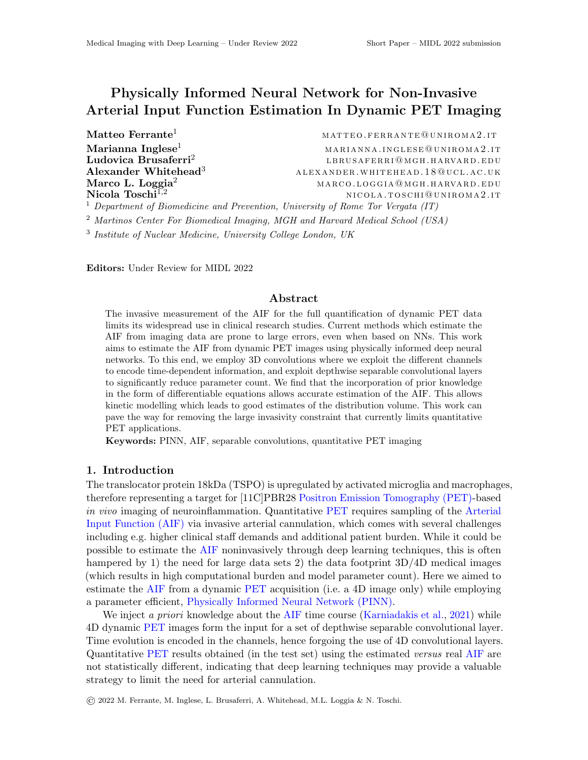# Physically Informed Neural Network for Non-Invasive Arterial Input Function Estimation In Dynamic PET Imaging

**Matteo Ferrante**[1] MATTEO.FERRANTE@UNIROMA2.IT
**Marianna Inglese**[1] MARIANNA.INGLESE@UNIROMA2.IT
**Ludovica Brusaferri**[2] LBRUSAFERRI@MGH.HARVARD.EDU
**Alexander Whitehead**[3] ALEXANDER.WHITEHEAD.18@UCL.AC.UK
**Marco L. Loggia**[2] MARCO.LOGGIA@MGH.HARVARD.EDU
**Nicola Toschi**[1,2] NICOLA.TOSCHI@UNIROMA2.IT

[1] *Department of Biomedicine and Prevention, University of Rome Tor Vergata (IT)*
[2] *Martinos Center For Biomedical Imaging, MGH and Harvard Medical School (USA)*
[3] *Institute of Nuclear Medicine, University College London, UK*

**Editors:** Under Review for MIDL 2022

## Abstract

The invasive measurement of the AIF for the full quantification of dynamic PET data limits its widespread use in clinical research studies. Current methods which estimate the AIF from imaging data are prone to large errors, even when based on NNs. This work aims to estimate the AIF from dynamic PET images using physically informed deep neural networks. To this end, we employ 3D convolutions where we exploit the different channels to encode time-dependent information, and exploit depthwise separable convolutional layers to significantly reduce parameter count. We find that the incorporation of prior knowledge in the form of differentiable equations allows accurate estimation of the AIF. This allows kinetic modelling which leads to good estimates of the distribution volume. This work can pave the way for removing the large invasivity constraint that currently limits quantitative PET applications.

**Keywords:** PINN, AIF, separable convolutions, quantitative PET imaging

## 1. Introduction

The translocator protein 18kDa (TSPO) is upregulated by activated microglia and macrophages, therefore representing a target for [11C]PBR28 Positron Emission Tomography (PET)-based *in vivo* imaging of neuroinflammation. Quantitative PET requires sampling of the Arterial Input Function (AIF) via invasive arterial cannulation, which comes with several challenges including e.g. higher clinical staff demands and additional patient burden. While it could be possible to estimate the AIF noninvasively through deep learning techniques, this is often hampered by 1) the need for large data sets 2) the data footprint 3D/4D medical images (which results in high computational burden and model parameter count). Here we aimed to estimate the AIF from a dynamic PET acquisition (i.e. a 4D image only) while employing a parameter efficient, Physically Informed Neural Network (PINN).

We inject *a priori* knowledge about the AIF time course (Karniadakis et al., 2021) while 4D dynamic PET images form the input for a set of depthwise separable convolutional layer. Time evolution is encoded in the channels, hence forgoing the use of 4D convolutional layers. Quantitative PET results obtained (in the test set) using the estimated *versus* real AIF are not statistically different, indicating that deep learning techniques may provide a valuable strategy to limit the need for arterial cannulation.

© 2022 M. Ferrante, M. Inglese, L. Brusaferri, A. Whitehead, M.L. Loggia & N. Toschi.